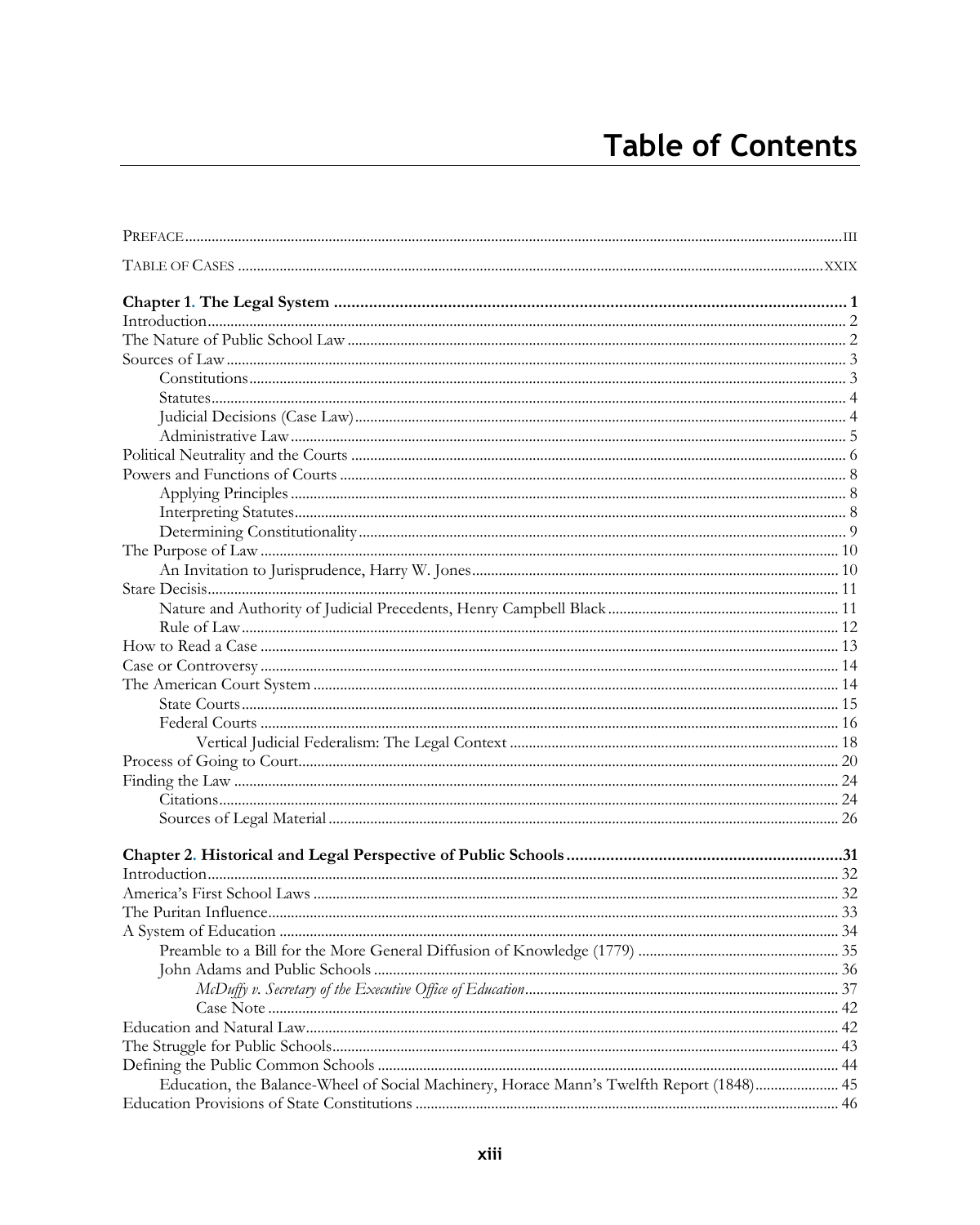# Table of Contents

PREFACE ............ III

TABLE OF CASES ............ XXIX

**Chapter 1. The Legal System ............ 1**

Introduction ............ 2

The Nature of Public School Law ............ 2

Sources of Law ............ 3

- Constitutions ............ 3
- Statutes ............ 4
- Judicial Decisions (Case Law) ............ 4
- Administrative Law ............ 5

Political Neutrality and the Courts ............ 6

Powers and Functions of Courts ............ 8

- Applying Principles ............ 8
- Interpreting Statutes ............ 8
- Determining Constitutionality ............ 9

The Purpose of Law ............ 10

- An Invitation to Jurisprudence, Harry W. Jones ............ 10

Stare Decisis ............ 11

- Nature and Authority of Judicial Precedents, Henry Campbell Black ............ 11
- Rule of Law ............ 12

How to Read a Case ............ 13

Case or Controversy ............ 14

The American Court System ............ 14

- State Courts ............ 15
- Federal Courts ............ 16
  - Vertical Judicial Federalism: The Legal Context ............ 18

Process of Going to Court ............ 20

Finding the Law ............ 24

- Citations ............ 24
- Sources of Legal Material ............ 26

**Chapter 2. Historical and Legal Perspective of Public Schools ............ 31**

Introduction ............ 32

America's First School Laws ............ 32

The Puritan Influence ............ 33

A System of Education ............ 34

- Preamble to a Bill for the More General Diffusion of Knowledge (1779) ............ 35
- John Adams and Public Schools ............ 36
  - *McDuffy v. Secretary of the Executive Office of Education* ............ 37
  - Case Note ............ 42

Education and Natural Law ............ 42

The Struggle for Public Schools ............ 43

Defining the Public Common Schools ............ 44

- Education, the Balance-Wheel of Social Machinery, Horace Mann's Twelfth Report (1848) ............ 45

Education Provisions of State Constitutions ............ 46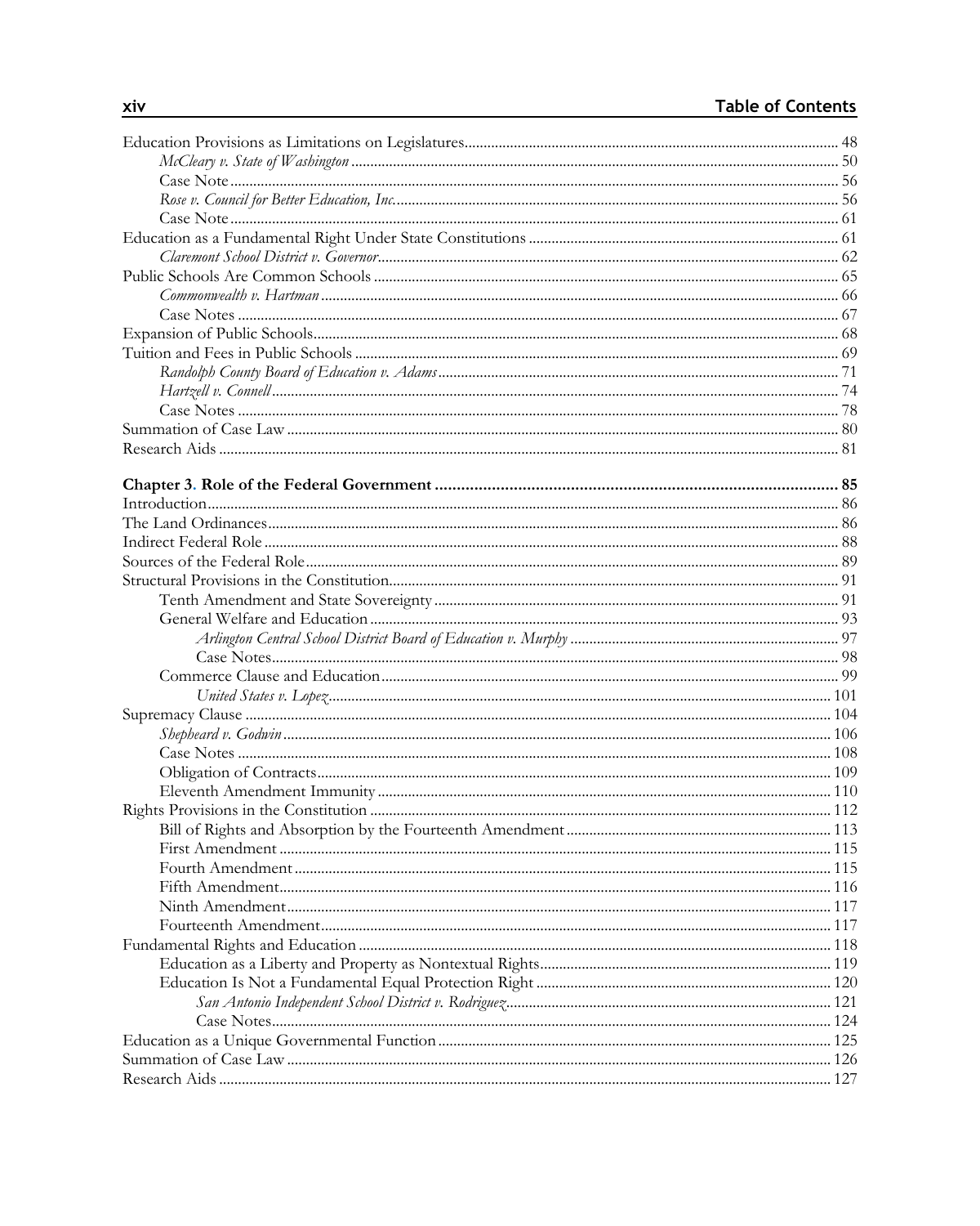Education Provisions as Limitations on Legislatures ..... 48
    *McCleary v. State of Washington* ..... 50
    Case Note ..... 56
    *Rose v. Council for Better Education, Inc.* ..... 56
    Case Note ..... 61
Education as a Fundamental Right Under State Constitutions ..... 61
    *Claremont School District v. Governor* ..... 62
Public Schools Are Common Schools ..... 65
    *Commonwealth v. Hartman* ..... 66
    Case Notes ..... 67
Expansion of Public Schools ..... 68
Tuition and Fees in Public Schools ..... 69
    *Randolph County Board of Education v. Adams* ..... 71
    *Hartzell v. Connell* ..... 74
    Case Notes ..... 78
Summation of Case Law ..... 80
Research Aids ..... 81

**Chapter 3. Role of the Federal Government ..... 85**
Introduction ..... 86
The Land Ordinances ..... 86
Indirect Federal Role ..... 88
Sources of the Federal Role ..... 89
Structural Provisions in the Constitution ..... 91
    Tenth Amendment and State Sovereignty ..... 91
    General Welfare and Education ..... 93
        *Arlington Central School District Board of Education v. Murphy* ..... 97
        Case Notes ..... 98
    Commerce Clause and Education ..... 99
        *United States v. Lopez* ..... 101
Supremacy Clause ..... 104
    *Shepheard v. Godwin* ..... 106
    Case Notes ..... 108
    Obligation of Contracts ..... 109
    Eleventh Amendment Immunity ..... 110
Rights Provisions in the Constitution ..... 112
    Bill of Rights and Absorption by the Fourteenth Amendment ..... 113
    First Amendment ..... 115
    Fourth Amendment ..... 115
    Fifth Amendment ..... 116
    Ninth Amendment ..... 117
    Fourteenth Amendment ..... 117
Fundamental Rights and Education ..... 118
    Education as a Liberty and Property as Nontextual Rights ..... 119
    Education Is Not a Fundamental Equal Protection Right ..... 120
        *San Antonio Independent School District v. Rodriguez* ..... 121
        Case Notes ..... 124
Education as a Unique Governmental Function ..... 125
Summation of Case Law ..... 126
Research Aids ..... 127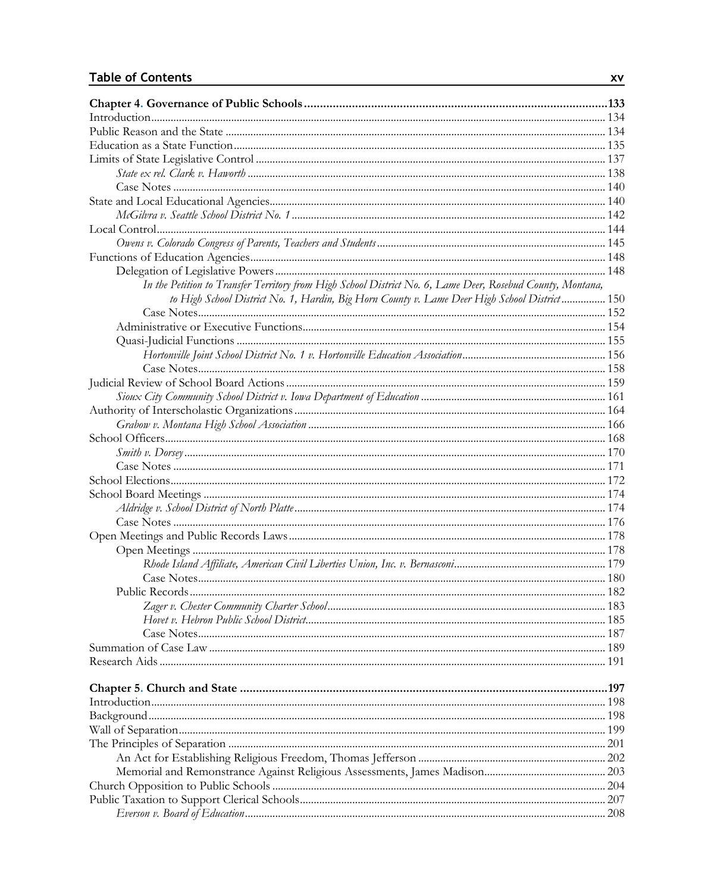## Table of Contents

**Chapter 4. Governance of Public Schools** ............................................. **133**

Introduction ............................................. 134

Public Reason and the State ............................................. 134

Education as a State Function ............................................. 135

Limits of State Legislative Control ............................................. 137

- *State ex rel. Clark v. Haworth* ............................................. 138
- Case Notes ............................................. 140

State and Local Educational Agencies ............................................. 140

- *McGilvra v. Seattle School District No. 1* ............................................. 142

Local Control ............................................. 144

- *Owens v. Colorado Congress of Parents, Teachers and Students* ............................................. 145

Functions of Education Agencies ............................................. 148

- Delegation of Legislative Powers ............................................. 148
  - *In the Petition to Transfer Territory from High School District No. 6, Lame Deer, Rosebud County, Montana, to High School District No. 1, Hardin, Big Horn County v. Lame Deer High School District* ............................................. 150
  - Case Notes ............................................. 152
- Administrative or Executive Functions ............................................. 154
- Quasi-Judicial Functions ............................................. 155
  - *Hortonville Joint School District No. 1 v. Hortonville Education Association* ............................................. 156
  - Case Notes ............................................. 158

Judicial Review of School Board Actions ............................................. 159

- *Sioux City Community School District v. Iowa Department of Education* ............................................. 161

Authority of Interscholastic Organizations ............................................. 164

- *Grabow v. Montana High School Association* ............................................. 166

School Officers ............................................. 168

- *Smith v. Dorsey* ............................................. 170
- Case Notes ............................................. 171

School Elections ............................................. 172

School Board Meetings ............................................. 174

- *Aldridge v. School District of North Platte* ............................................. 174
- Case Notes ............................................. 176

Open Meetings and Public Records Laws ............................................. 178

- Open Meetings ............................................. 178
  - *Rhode Island Affiliate, American Civil Liberties Union, Inc. v. Bernasconi* ............................................. 179
  - Case Notes ............................................. 180
- Public Records ............................................. 182
  - *Zager v. Chester Community Charter School* ............................................. 183
  - *Hovet v. Hebron Public School District* ............................................. 185
  - Case Notes ............................................. 187

Summation of Case Law ............................................. 189

Research Aids ............................................. 191

**Chapter 5. Church and State** ............................................. **197**

Introduction ............................................. 198

Background ............................................. 198

Wall of Separation ............................................. 199

The Principles of Separation ............................................. 201

- An Act for Establishing Religious Freedom, Thomas Jefferson ............................................. 202
- Memorial and Remonstrance Against Religious Assessments, James Madison ............................................. 203

Church Opposition to Public Schools ............................................. 204

Public Taxation to Support Clerical Schools ............................................. 207

- *Everson v. Board of Education* ............................................. 208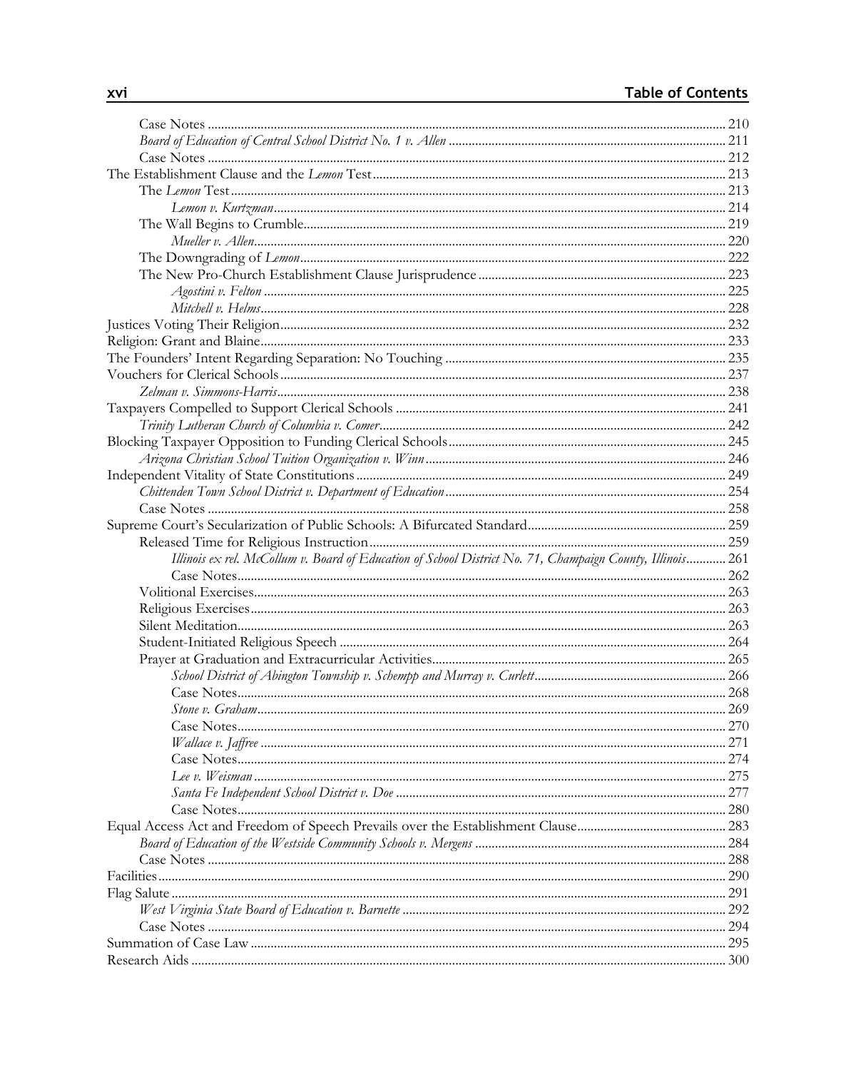Case Notes ........ 210
*Board of Education of Central School District No. 1 v. Allen* ........ 211
Case Notes ........ 212
The Establishment Clause and the *Lemon* Test ........ 213
The *Lemon* Test ........ 213
*Lemon v. Kurtzman* ........ 214
The Wall Begins to Crumble ........ 219
*Mueller v. Allen* ........ 220
The Downgrading of *Lemon* ........ 222
The New Pro-Church Establishment Clause Jurisprudence ........ 223
*Agostini v. Felton* ........ 225
*Mitchell v. Helms* ........ 228
Justices Voting Their Religion ........ 232
Religion: Grant and Blaine ........ 233
The Founders' Intent Regarding Separation: No Touching ........ 235
Vouchers for Clerical Schools ........ 237
*Zelman v. Simmons-Harris* ........ 238
Taxpayers Compelled to Support Clerical Schools ........ 241
*Trinity Lutheran Church of Columbia v. Comer* ........ 242
Blocking Taxpayer Opposition to Funding Clerical Schools ........ 245
*Arizona Christian School Tuition Organization v. Winn* ........ 246
Independent Vitality of State Constitutions ........ 249
*Chittenden Town School District v. Department of Education* ........ 254
Case Notes ........ 258
Supreme Court's Secularization of Public Schools: A Bifurcated Standard ........ 259
Released Time for Religious Instruction ........ 259
*Illinois ex rel. McCollum v. Board of Education of School District No. 71, Champaign County, Illinois* ........ 261
Case Notes ........ 262
Volitional Exercises ........ 263
Religious Exercises ........ 263
Silent Meditation ........ 263
Student-Initiated Religious Speech ........ 264
Prayer at Graduation and Extracurricular Activities ........ 265
*School District of Abington Township v. Schempp and Murray v. Curlett* ........ 266
Case Notes ........ 268
*Stone v. Graham* ........ 269
Case Notes ........ 270
*Wallace v. Jaffree* ........ 271
Case Notes ........ 274
*Lee v. Weisman* ........ 275
*Santa Fe Independent School District v. Doe* ........ 277
Case Notes ........ 280
Equal Access Act and Freedom of Speech Prevails over the Establishment Clause ........ 283
*Board of Education of the Westside Community Schools v. Mergens* ........ 284
Case Notes ........ 288
Facilities ........ 290
Flag Salute ........ 291
*West Virginia State Board of Education v. Barnette* ........ 292
Case Notes ........ 294
Summation of Case Law ........ 295
Research Aids ........ 300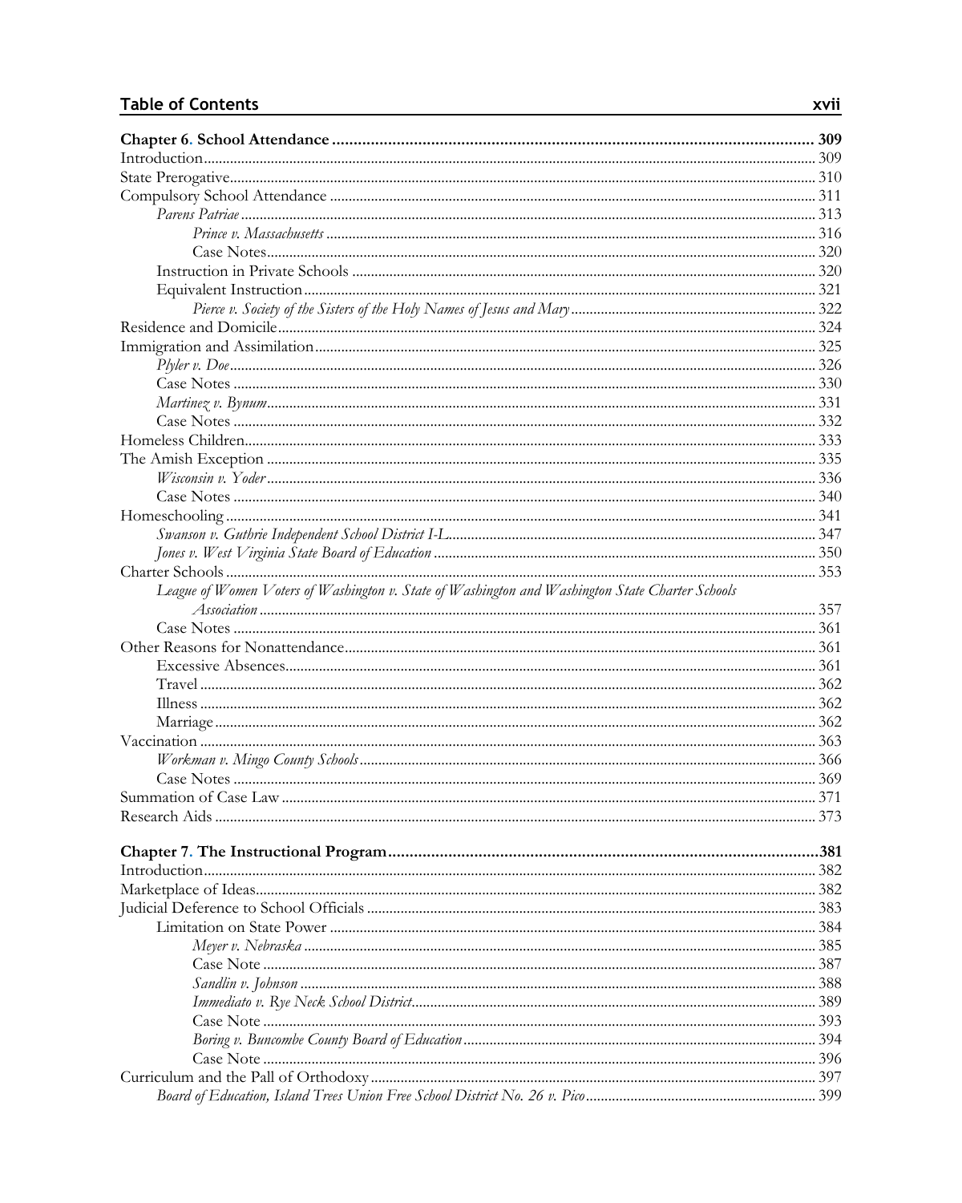**Chapter 6. School Attendance** ..... 309

Introduction ..... 309

State Prerogative ..... 310

Compulsory School Attendance ..... 311

- *Parens Patriae* ..... 313
  - *Prince v. Massachusetts* ..... 316
  - Case Notes ..... 320
- Instruction in Private Schools ..... 320
- Equivalent Instruction ..... 321
  - *Pierce v. Society of the Sisters of the Holy Names of Jesus and Mary* ..... 322

Residence and Domicile ..... 324

Immigration and Assimilation ..... 325

- *Plyler v. Doe* ..... 326
- Case Notes ..... 330
- *Martinez v. Bynum* ..... 331
- Case Notes ..... 332

Homeless Children ..... 333

The Amish Exception ..... 335

- *Wisconsin v. Yoder* ..... 336
- Case Notes ..... 340

Homeschooling ..... 341

- *Swanson v. Guthrie Independent School District I-L* ..... 347
- *Jones v. West Virginia State Board of Education* ..... 350

Charter Schools ..... 353

- *League of Women Voters of Washington v. State of Washington and Washington State Charter Schools Association* ..... 357
- Case Notes ..... 361

Other Reasons for Nonattendance ..... 361

- Excessive Absences ..... 361
- Travel ..... 362
- Illness ..... 362
- Marriage ..... 362

Vaccination ..... 363

- *Workman v. Mingo County Schools* ..... 366
- Case Notes ..... 369

Summation of Case Law ..... 371

Research Aids ..... 373

**Chapter 7. The Instructional Program** ..... 381

Introduction ..... 382

Marketplace of Ideas ..... 382

Judicial Deference to School Officials ..... 383

- Limitation on State Power ..... 384
  - *Meyer v. Nebraska* ..... 385
  - Case Note ..... 387
  - *Sandlin v. Johnson* ..... 388
  - *Immediato v. Rye Neck School District* ..... 389
  - Case Note ..... 393
  - *Boring v. Buncombe County Board of Education* ..... 394
  - Case Note ..... 396

Curriculum and the Pall of Orthodoxy ..... 397

- *Board of Education, Island Trees Union Free School District No. 26 v. Pico* ..... 399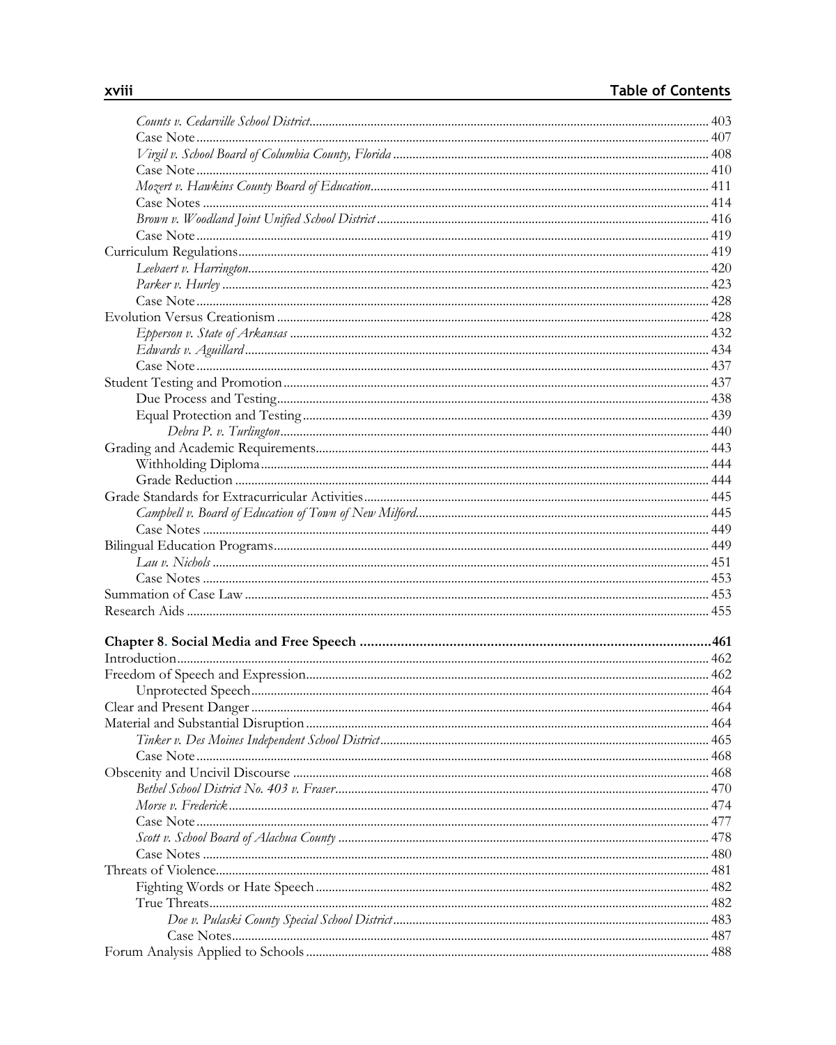*Counts v. Cedarville School District* ........ 403
Case Note ........ 407
*Virgil v. School Board of Columbia County, Florida* ........ 408
Case Note ........ 410
*Mozert v. Hawkins County Board of Education* ........ 411
Case Notes ........ 414
*Brown v. Woodland Joint Unified School District* ........ 416
Case Note ........ 419
Curriculum Regulations ........ 419
*Leebaert v. Harrington* ........ 420
*Parker v. Hurley* ........ 423
Case Note ........ 428
Evolution Versus Creationism ........ 428
*Epperson v. State of Arkansas* ........ 432
*Edwards v. Aguillard* ........ 434
Case Note ........ 437
Student Testing and Promotion ........ 437
Due Process and Testing ........ 438
Equal Protection and Testing ........ 439
*Debra P. v. Turlington* ........ 440
Grading and Academic Requirements ........ 443
Withholding Diploma ........ 444
Grade Reduction ........ 444
Grade Standards for Extracurricular Activities ........ 445
*Campbell v. Board of Education of Town of New Milford* ........ 445
Case Notes ........ 449
Bilingual Education Programs ........ 449
*Lau v. Nichols* ........ 451
Case Notes ........ 453
Summation of Case Law ........ 453
Research Aids ........ 455

**Chapter 8. Social Media and Free Speech ........ 461**
Introduction ........ 462
Freedom of Speech and Expression ........ 462
Unprotected Speech ........ 464
Clear and Present Danger ........ 464
Material and Substantial Disruption ........ 464
*Tinker v. Des Moines Independent School District* ........ 465
Case Note ........ 468
Obscenity and Uncivil Discourse ........ 468
*Bethel School District No. 403 v. Fraser* ........ 470
*Morse v. Frederick* ........ 474
Case Note ........ 477
*Scott v. School Board of Alachua County* ........ 478
Case Notes ........ 480
Threats of Violence ........ 481
Fighting Words or Hate Speech ........ 482
True Threats ........ 482
*Doe v. Pulaski County Special School District* ........ 483
Case Notes ........ 487
Forum Analysis Applied to Schools ........ 488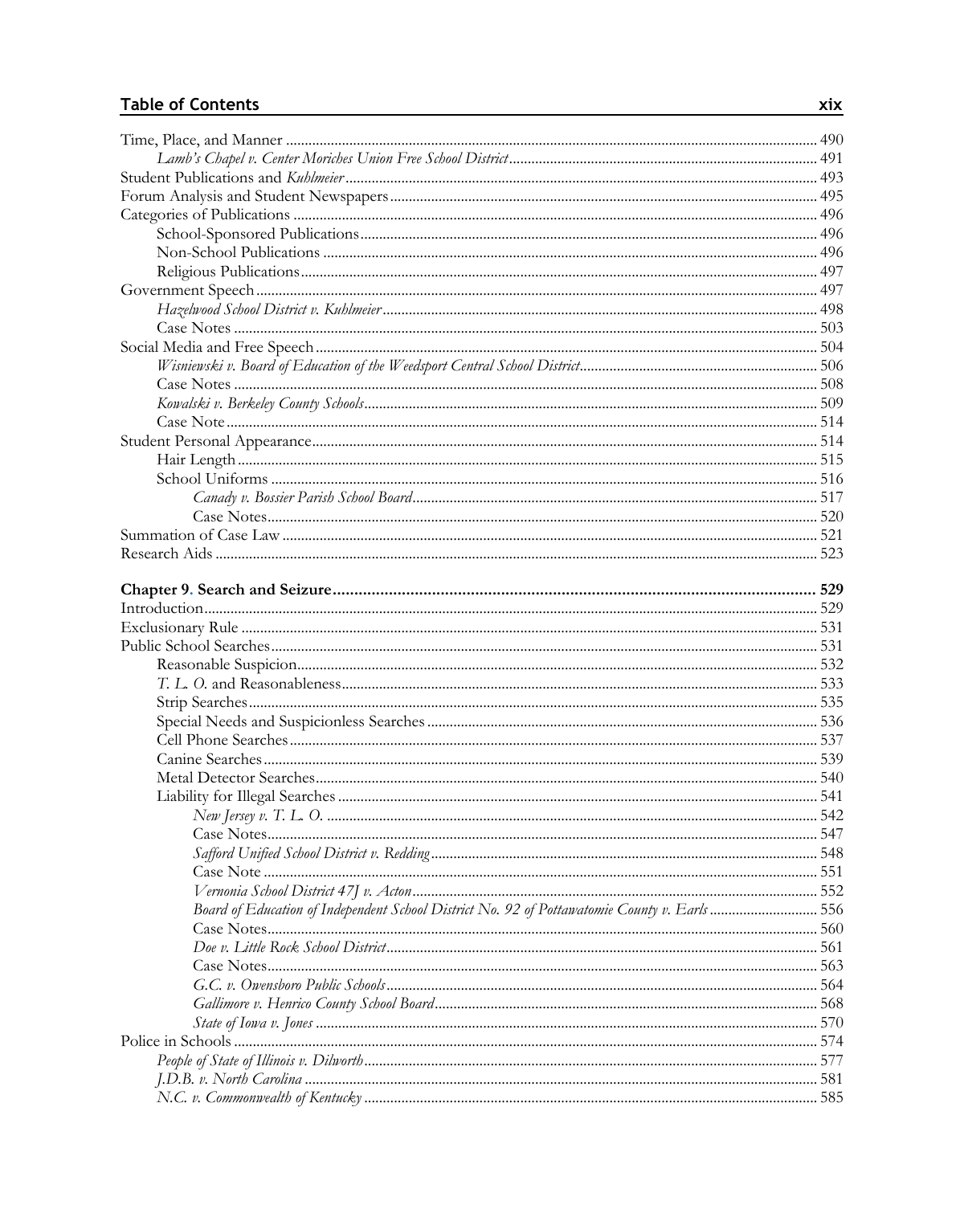Time, Place, and Manner ........................................................ 490
*Lamb's Chapel v. Center Moriches Union Free School District* ........................................................ 491
Student Publications and *Kuhlmeier* ........................................................ 493
Forum Analysis and Student Newspapers ........................................................ 495
Categories of Publications ........................................................ 496
School-Sponsored Publications ........................................................ 496
Non-School Publications ........................................................ 496
Religious Publications ........................................................ 497
Government Speech ........................................................ 497
*Hazelwood School District v. Kuhlmeier* ........................................................ 498
Case Notes ........................................................ 503
Social Media and Free Speech ........................................................ 504
*Wisniewski v. Board of Education of the Weedsport Central School District* ........................................................ 506
Case Notes ........................................................ 508
*Kowalski v. Berkeley County Schools* ........................................................ 509
Case Note ........................................................ 514
Student Personal Appearance ........................................................ 514
Hair Length ........................................................ 515
School Uniforms ........................................................ 516
*Canady v. Bossier Parish School Board* ........................................................ 517
Case Notes ........................................................ 520
Summation of Case Law ........................................................ 521
Research Aids ........................................................ 523

**Chapter 9. Search and Seizure ........................................................ 529**
Introduction ........................................................ 529
Exclusionary Rule ........................................................ 531
Public School Searches ........................................................ 531
Reasonable Suspicion ........................................................ 532
*T. L. O.* and Reasonableness ........................................................ 533
Strip Searches ........................................................ 535
Special Needs and Suspicionless Searches ........................................................ 536
Cell Phone Searches ........................................................ 537
Canine Searches ........................................................ 539
Metal Detector Searches ........................................................ 540
Liability for Illegal Searches ........................................................ 541
*New Jersey v. T. L. O.* ........................................................ 542
Case Notes ........................................................ 547
*Safford Unified School District v. Redding* ........................................................ 548
Case Note ........................................................ 551
*Vernonia School District 47J v. Acton* ........................................................ 552
*Board of Education of Independent School District No. 92 of Pottawatomie County v. Earls* ........................................................ 556
Case Notes ........................................................ 560
*Doe v. Little Rock School District* ........................................................ 561
Case Notes ........................................................ 563
*G.C. v. Owensboro Public Schools* ........................................................ 564
*Gallimore v. Henrico County School Board* ........................................................ 568
*State of Iowa v. Jones* ........................................................ 570
Police in Schools ........................................................ 574
*People of State of Illinois v. Dilworth* ........................................................ 577
*J.D.B. v. North Carolina* ........................................................ 581
*N.C. v. Commonwealth of Kentucky* ........................................................ 585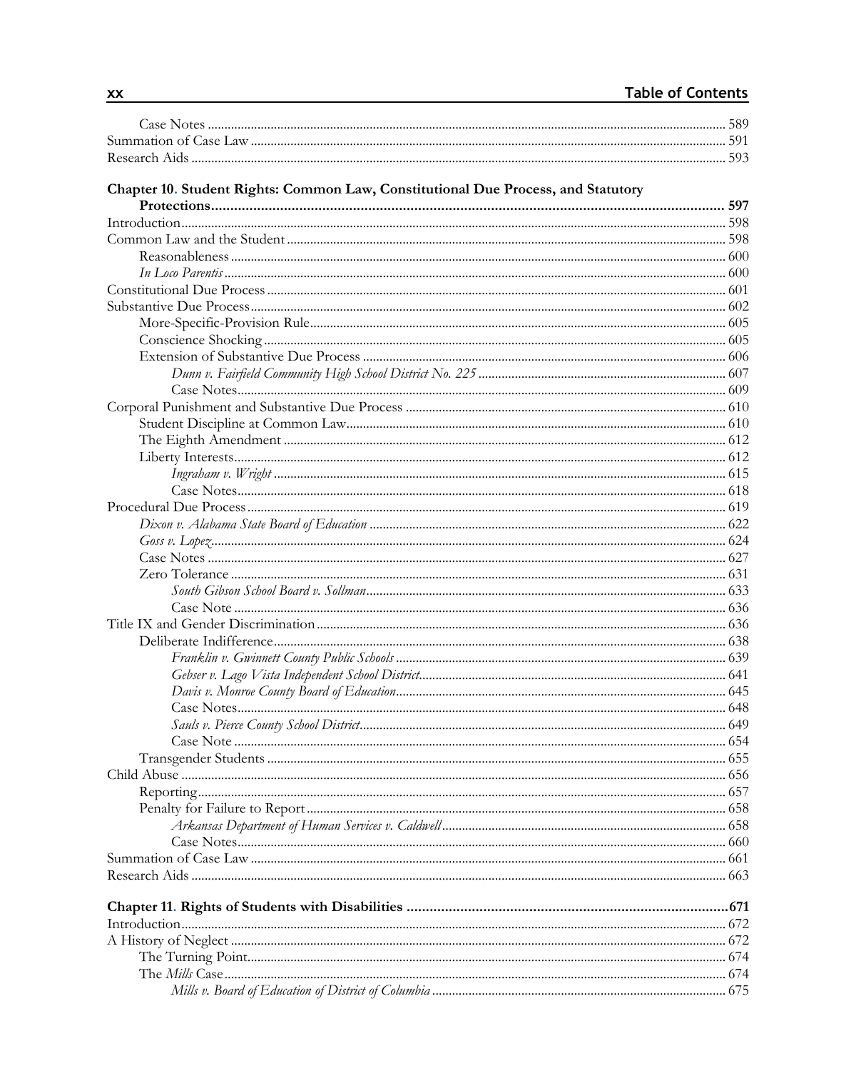Case Notes ........ 589
Summation of Case Law ........ 591
Research Aids ........ 593

**Chapter 10. Student Rights: Common Law, Constitutional Due Process, and Statutory Protections ........ 597**

Introduction ........ 598
Common Law and the Student ........ 598
 Reasonableness ........ 600
 *In Loco Parentis* ........ 600
Constitutional Due Process ........ 601
Substantive Due Process ........ 602
 More-Specific-Provision Rule ........ 605
 Conscience Shocking ........ 605
 Extension of Substantive Due Process ........ 606
  *Dunn v. Fairfield Community High School District No. 225* ........ 607
  Case Notes ........ 609
Corporal Punishment and Substantive Due Process ........ 610
 Student Discipline at Common Law ........ 610
 The Eighth Amendment ........ 612
 Liberty Interests ........ 612
  *Ingraham v. Wright* ........ 615
  Case Notes ........ 618
Procedural Due Process ........ 619
 *Dixon v. Alabama State Board of Education* ........ 622
 *Goss v. Lopez* ........ 624
 Case Notes ........ 627
 Zero Tolerance ........ 631
  *South Gibson School Board v. Sollman* ........ 633
  Case Note ........ 636
Title IX and Gender Discrimination ........ 636
 Deliberate Indifference ........ 638
  *Franklin v. Gwinnett County Public Schools* ........ 639
  *Gebser v. Lago Vista Independent School District* ........ 641
  *Davis v. Monroe County Board of Education* ........ 645
  Case Notes ........ 648
  *Sauls v. Pierce County School District* ........ 649
  Case Note ........ 654
 Transgender Students ........ 655
Child Abuse ........ 656
 Reporting ........ 657
 Penalty for Failure to Report ........ 658
  *Arkansas Department of Human Services v. Caldwell* ........ 658
  Case Notes ........ 660
Summation of Case Law ........ 661
Research Aids ........ 663

**Chapter 11. Rights of Students with Disabilities ........ 671**

Introduction ........ 672
A History of Neglect ........ 672
 The Turning Point ........ 674
 The *Mills* Case ........ 674
  *Mills v. Board of Education of District of Columbia* ........ 675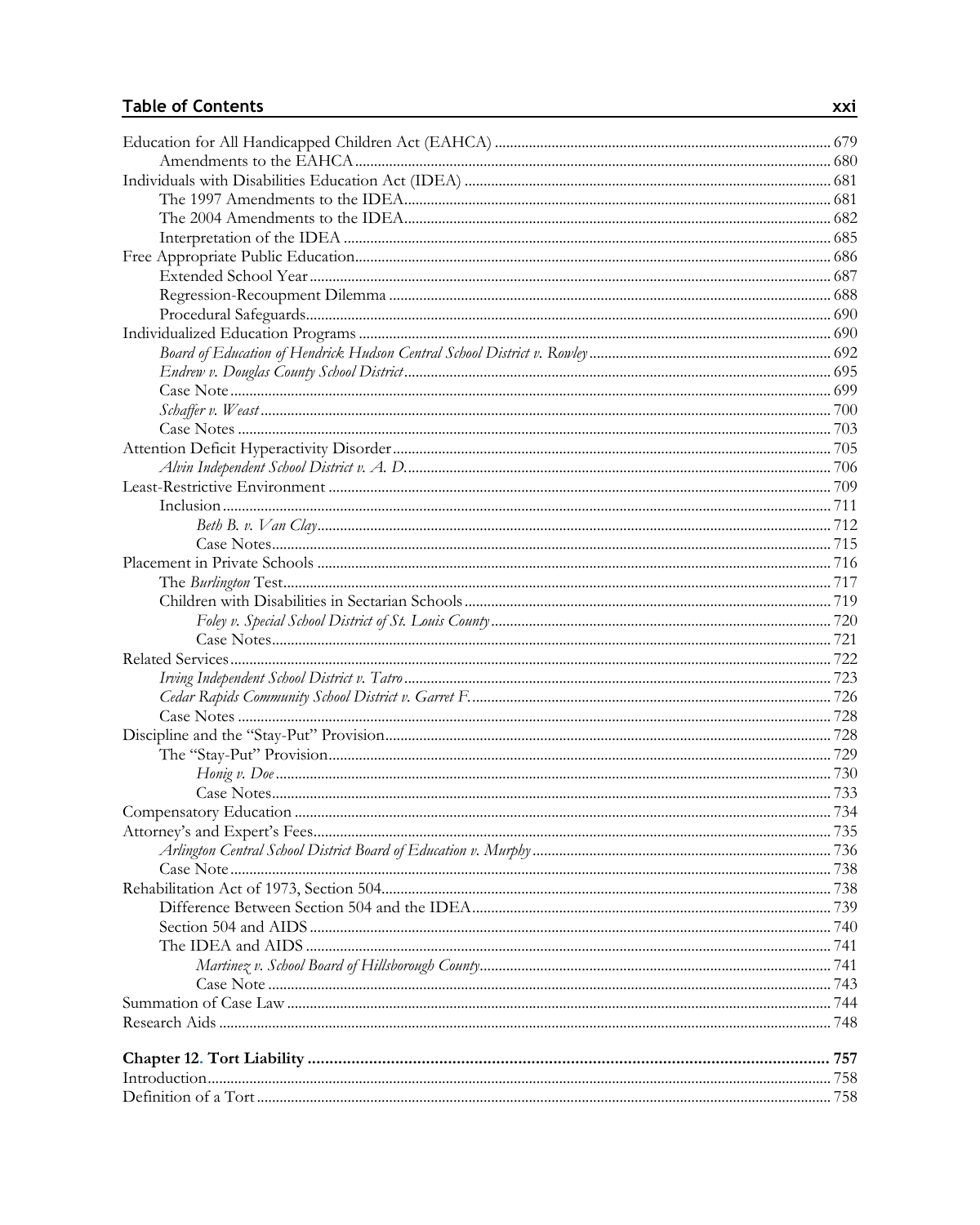## Table of Contents

Education for All Handicapped Children Act (EAHCA) ........ 679
  Amendments to the EAHCA ........ 680
Individuals with Disabilities Education Act (IDEA) ........ 681
  The 1997 Amendments to the IDEA ........ 681
  The 2004 Amendments to the IDEA ........ 682
  Interpretation of the IDEA ........ 685
Free Appropriate Public Education ........ 686
  Extended School Year ........ 687
  Regression-Recoupment Dilemma ........ 688
  Procedural Safeguards ........ 690
Individualized Education Programs ........ 690
  *Board of Education of Hendrick Hudson Central School District v. Rowley* ........ 692
  *Endrew v. Douglas County School District* ........ 695
  Case Note ........ 699
  *Schaffer v. Weast* ........ 700
  Case Notes ........ 703
Attention Deficit Hyperactivity Disorder ........ 705
  *Alvin Independent School District v. A. D.* ........ 706
Least-Restrictive Environment ........ 709
  Inclusion ........ 711
    *Beth B. v. Van Clay* ........ 712
    Case Notes ........ 715
Placement in Private Schools ........ 716
  The *Burlington* Test ........ 717
  Children with Disabilities in Sectarian Schools ........ 719
    *Foley v. Special School District of St. Louis County* ........ 720
    Case Notes ........ 721
Related Services ........ 722
  *Irving Independent School District v. Tatro* ........ 723
  *Cedar Rapids Community School District v. Garret F.* ........ 726
  Case Notes ........ 728
Discipline and the "Stay-Put" Provision ........ 728
  The "Stay-Put" Provision ........ 729
    *Honig v. Doe* ........ 730
    Case Notes ........ 733
Compensatory Education ........ 734
Attorney's and Expert's Fees ........ 735
  *Arlington Central School District Board of Education v. Murphy* ........ 736
  Case Note ........ 738
Rehabilitation Act of 1973, Section 504 ........ 738
  Difference Between Section 504 and the IDEA ........ 739
  Section 504 and AIDS ........ 740
  The IDEA and AIDS ........ 741
    *Martinez v. School Board of Hillsborough County* ........ 741
    Case Note ........ 743
Summation of Case Law ........ 744
Research Aids ........ 748

**Chapter 12. Tort Liability ........ 757**
Introduction ........ 758
Definition of a Tort ........ 758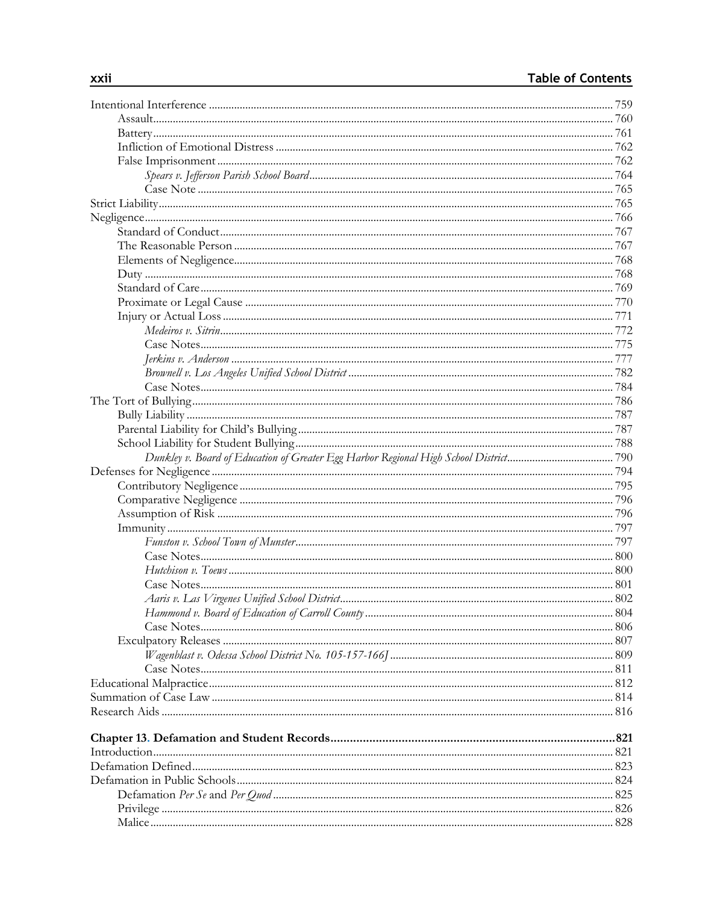Intentional Interference ..... 759
  Assault ..... 760
  Battery ..... 761
  Infliction of Emotional Distress ..... 762
  False Imprisonment ..... 762
    *Spears v. Jefferson Parish School Board* ..... 764
    Case Note ..... 765
Strict Liability ..... 765
Negligence ..... 766
  Standard of Conduct ..... 767
  The Reasonable Person ..... 767
  Elements of Negligence ..... 768
  Duty ..... 768
  Standard of Care ..... 769
  Proximate or Legal Cause ..... 770
  Injury or Actual Loss ..... 771
    *Medeiros v. Sitrin* ..... 772
    Case Notes ..... 775
    *Jerkins v. Anderson* ..... 777
    *Brownell v. Los Angeles Unified School District* ..... 782
    Case Notes ..... 784
The Tort of Bullying ..... 786
  Bully Liability ..... 787
  Parental Liability for Child's Bullying ..... 787
  School Liability for Student Bullying ..... 788
    *Dunkley v. Board of Education of Greater Egg Harbor Regional High School District* ..... 790
Defenses for Negligence ..... 794
  Contributory Negligence ..... 795
  Comparative Negligence ..... 796
  Assumption of Risk ..... 796
  Immunity ..... 797
    *Funston v. School Town of Munster* ..... 797
    Case Notes ..... 800
    *Hutchison v. Toews* ..... 800
    Case Notes ..... 801
    *Aaris v. Las Virgenes Unified School District* ..... 802
    *Hammond v. Board of Education of Carroll County* ..... 804
    Case Notes ..... 806
  Exculpatory Releases ..... 807
    *Wagenblast v. Odessa School District No. 105-157-166J* ..... 809
    Case Notes ..... 811
Educational Malpractice ..... 812
Summation of Case Law ..... 814
Research Aids ..... 816

**Chapter 13. Defamation and Student Records ..... 821**
Introduction ..... 821
Defamation Defined ..... 823
Defamation in Public Schools ..... 824
  Defamation *Per Se* and *Per Quod* ..... 825
  Privilege ..... 826
  Malice ..... 828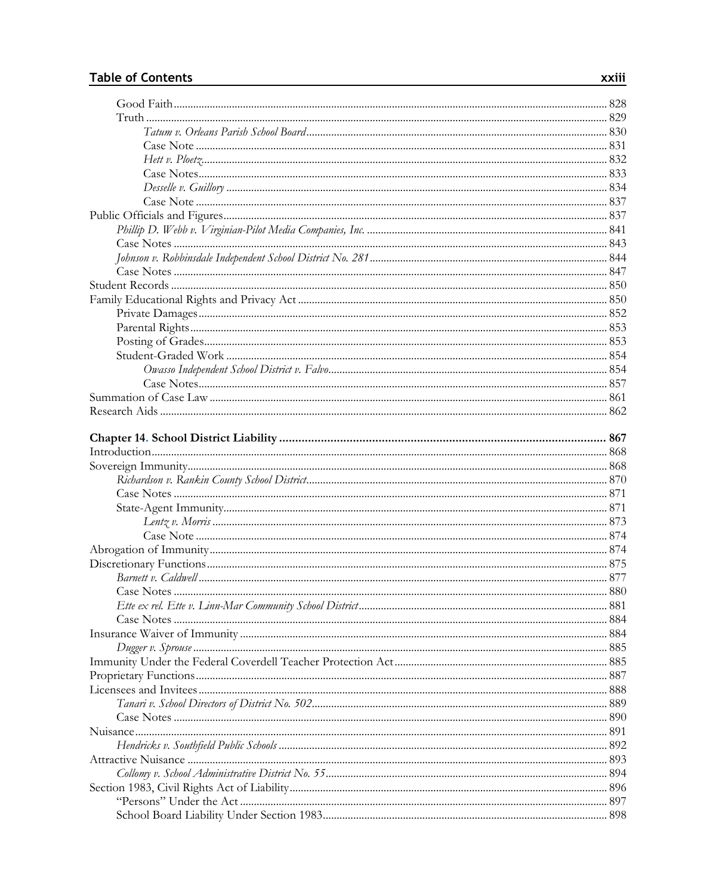Good Faith ........................................................................................................ 828
Truth .................................................................................................................. 829
*Tatum v. Orleans Parish School Board* ........................................................... 830
Case Note .......................................................................................................... 831
*Hett v. Ploetz* ................................................................................................... 832
Case Notes ......................................................................................................... 833
*Desselle v. Guillory* ......................................................................................... 834
Case Note .......................................................................................................... 837
Public Officials and Figures ................................................................................ 837
*Phillip D. Webb v. Virginian-Pilot Media Companies, Inc.* ............................. 841
Case Notes ......................................................................................................... 843
*Johnson v. Robbinsdale Independent School District No. 281* ........................ 844
Case Notes ......................................................................................................... 847
Student Records ................................................................................................... 850
Family Educational Rights and Privacy Act ....................................................... 850
Private Damages .................................................................................................. 852
Parental Rights .................................................................................................... 853
Posting of Grades ................................................................................................ 853
Student-Graded Work ......................................................................................... 854
*Owasso Independent School District v. Falvo* ................................................. 854
Case Notes ......................................................................................................... 857
Summation of Case Law ..................................................................................... 861
Research Aids ...................................................................................................... 862

**Chapter 14. School District Liability** .............................................................. **867**
Introduction ......................................................................................................... 868
Sovereign Immunity ............................................................................................ 868
*Richardson v. Rankin County School District* .................................................. 870
Case Notes ......................................................................................................... 871
State-Agent Immunity .......................................................................................... 871
*Lentz v. Morris* ................................................................................................. 873
Case Note .......................................................................................................... 874
Abrogation of Immunity ...................................................................................... 874
Discretionary Functions ....................................................................................... 875
*Barnett v. Caldwell* ........................................................................................... 877
Case Notes ......................................................................................................... 880
*Ette ex rel. Ette v. Linn-Mar Community School District* .................................. 881
Case Notes ......................................................................................................... 884
Insurance Waiver of Immunity ............................................................................ 884
*Dugger v. Sprouse* ............................................................................................ 885
Immunity Under the Federal Coverdell Teacher Protection Act ......................... 885
Proprietary Functions .......................................................................................... 887
Licensees and Invitees ........................................................................................ 888
*Tanari v. School Directors of District No. 502* ................................................ 889
Case Notes ......................................................................................................... 890
Nuisance .............................................................................................................. 891
*Hendricks v. Southfield Public Schools* ........................................................... 892
Attractive Nuisance ............................................................................................. 893
*Collomy v. School Administrative District No. 55* ........................................... 894
Section 1983, Civil Rights Act of Liability .......................................................... 896
"Persons" Under the Act ...................................................................................... 897
School Board Liability Under Section 1983 ........................................................ 898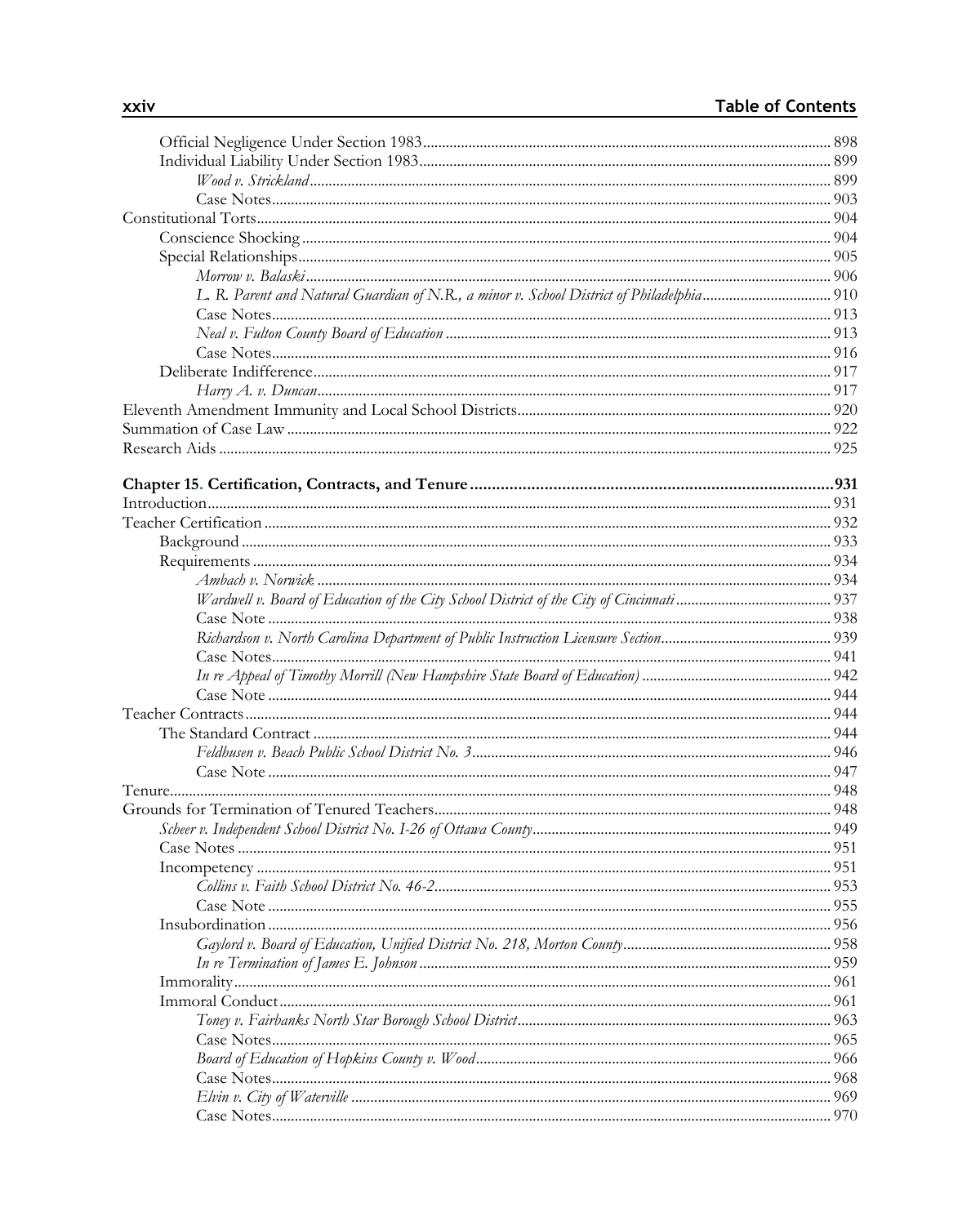Official Negligence Under Section 1983 .......... 898
Individual Liability Under Section 1983 .......... 899
*Wood v. Strickland* .......... 899
Case Notes .......... 903
Constitutional Torts .......... 904
Conscience Shocking .......... 904
Special Relationships .......... 905
*Morrow v. Balaski* .......... 906
*L. R. Parent and Natural Guardian of N.R., a minor v. School District of Philadelphia* .......... 910
Case Notes .......... 913
*Neal v. Fulton County Board of Education* .......... 913
Case Notes .......... 916
Deliberate Indifference .......... 917
*Harry A. v. Duncan* .......... 917
Eleventh Amendment Immunity and Local School Districts .......... 920
Summation of Case Law .......... 922
Research Aids .......... 925

**Chapter 15. Certification, Contracts, and Tenure .......... 931**
Introduction .......... 931
Teacher Certification .......... 932
Background .......... 933
Requirements .......... 934
*Ambach v. Norwick* .......... 934
*Wardwell v. Board of Education of the City School District of the City of Cincinnati* .......... 937
Case Note .......... 938
*Richardson v. North Carolina Department of Public Instruction Licensure Section* .......... 939
Case Notes .......... 941
*In re Appeal of Timothy Morrill (New Hampshire State Board of Education)* .......... 942
Case Note .......... 944
Teacher Contracts .......... 944
The Standard Contract .......... 944
*Feldhusen v. Beach Public School District No. 3* .......... 946
Case Note .......... 947
Tenure .......... 948
Grounds for Termination of Tenured Teachers .......... 948
*Scheer v. Independent School District No. I-26 of Ottawa County* .......... 949
Case Notes .......... 951
Incompetency .......... 951
*Collins v. Faith School District No. 46-2* .......... 953
Case Note .......... 955
Insubordination .......... 956
*Gaylord v. Board of Education, Unified District No. 218, Morton County* .......... 958
*In re Termination of James E. Johnson* .......... 959
Immorality .......... 961
Immoral Conduct .......... 961
*Toney v. Fairbanks North Star Borough School District* .......... 963
Case Notes .......... 965
*Board of Education of Hopkins County v. Wood* .......... 966
Case Notes .......... 968
*Elvin v. City of Waterville* .......... 969
Case Notes .......... 970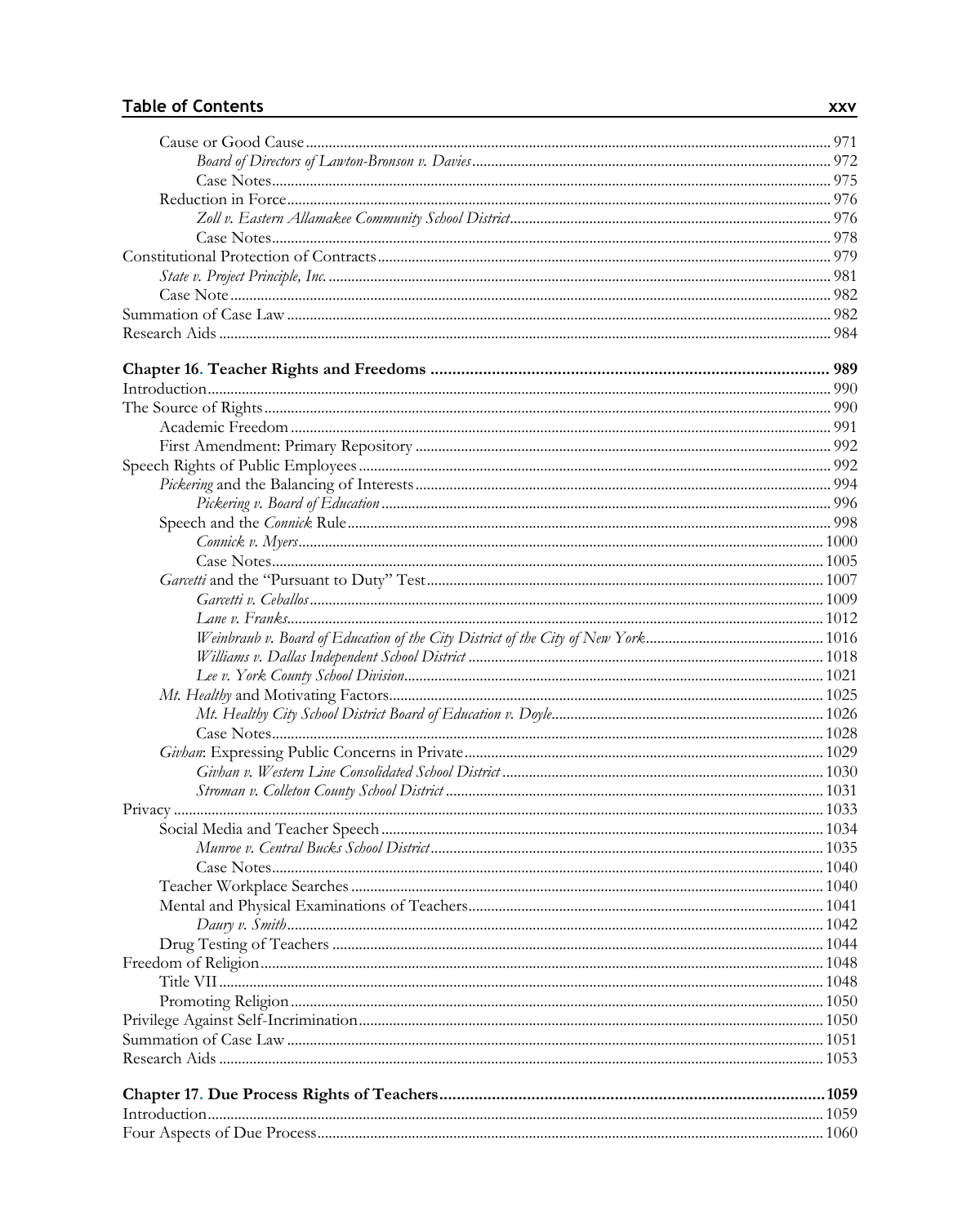Cause or Good Cause ........ 971

*Board of Directors of Lawton-Bronson v. Davies* ........ 972

Case Notes ........ 975

Reduction in Force ........ 976

*Zoll v. Eastern Allamakee Community School District* ........ 976

Case Notes ........ 978

Constitutional Protection of Contracts ........ 979

*State v. Project Principle, Inc.* ........ 981

Case Note ........ 982

Summation of Case Law ........ 982

Research Aids ........ 984

**Chapter 16. Teacher Rights and Freedoms ........ 989**

Introduction ........ 990

The Source of Rights ........ 990

Academic Freedom ........ 991

First Amendment: Primary Repository ........ 992

Speech Rights of Public Employees ........ 992

*Pickering* and the Balancing of Interests ........ 994

*Pickering v. Board of Education* ........ 996

Speech and the *Connick* Rule ........ 998

*Connick v. Myers* ........ 1000

Case Notes ........ 1005

*Garcetti* and the "Pursuant to Duty" Test ........ 1007

*Garcetti v. Ceballos* ........ 1009

*Lane v. Franks* ........ 1012

*Weinbraub v. Board of Education of the City District of the City of New York* ........ 1016

*Williams v. Dallas Independent School District* ........ 1018

*Lee v. York County School Division* ........ 1021

*Mt. Healthy* and Motivating Factors ........ 1025

*Mt. Healthy City School District Board of Education v. Doyle* ........ 1026

Case Notes ........ 1028

*Givhan*: Expressing Public Concerns in Private ........ 1029

*Givhan v. Western Line Consolidated School District* ........ 1030

*Stroman v. Colleton County School District* ........ 1031

Privacy ........ 1033

Social Media and Teacher Speech ........ 1034

*Munroe v. Central Bucks School District* ........ 1035

Case Notes ........ 1040

Teacher Workplace Searches ........ 1040

Mental and Physical Examinations of Teachers ........ 1041

*Daury v. Smith* ........ 1042

Drug Testing of Teachers ........ 1044

Freedom of Religion ........ 1048

Title VII ........ 1048

Promoting Religion ........ 1050

Privilege Against Self-Incrimination ........ 1050

Summation of Case Law ........ 1051

Research Aids ........ 1053

**Chapter 17. Due Process Rights of Teachers ........ 1059**

Introduction ........ 1059

Four Aspects of Due Process ........ 1060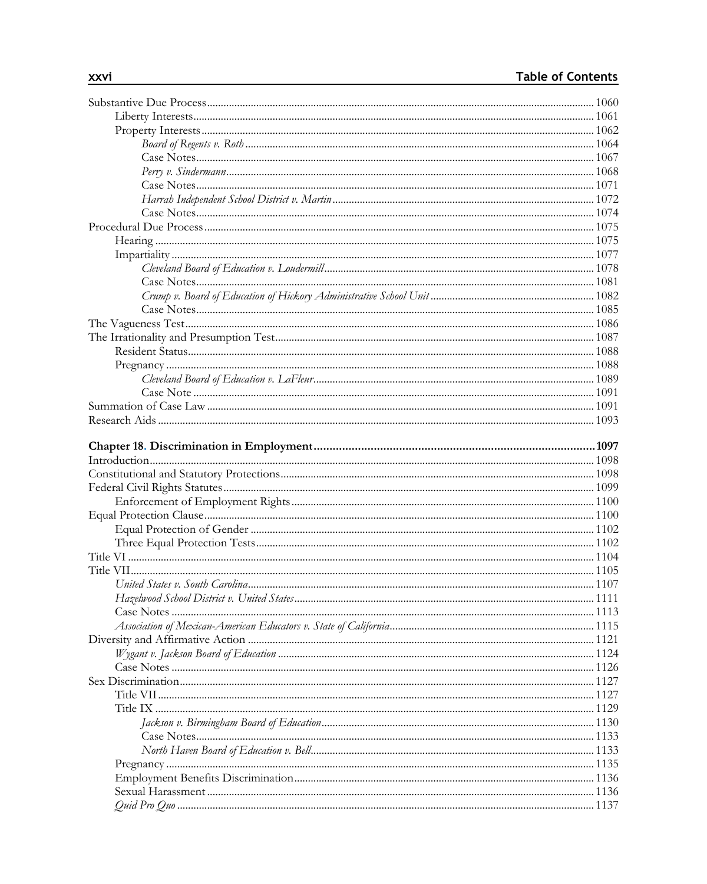Substantive Due Process ... 1060
Liberty Interests ... 1061
Property Interests ... 1062
*Board of Regents v. Roth* ... 1064
Case Notes ... 1067
*Perry v. Sindermann* ... 1068
Case Notes ... 1071
*Harrah Independent School District v. Martin* ... 1072
Case Notes ... 1074
Procedural Due Process ... 1075
Hearing ... 1075
Impartiality ... 1077
*Cleveland Board of Education v. Loudermill* ... 1078
Case Notes ... 1081
*Crump v. Board of Education of Hickory Administrative School Unit* ... 1082
Case Notes ... 1085
The Vagueness Test ... 1086
The Irrationality and Presumption Test ... 1087
Resident Status ... 1088
Pregnancy ... 1088
*Cleveland Board of Education v. LaFleur* ... 1089
Case Note ... 1091
Summation of Case Law ... 1091
Research Aids ... 1093

**Chapter 18. Discrimination in Employment ... 1097**
Introduction ... 1098
Constitutional and Statutory Protections ... 1098
Federal Civil Rights Statutes ... 1099
Enforcement of Employment Rights ... 1100
Equal Protection Clause ... 1100
Equal Protection of Gender ... 1102
Three Equal Protection Tests ... 1102
Title VI ... 1104
Title VII ... 1105
*United States v. South Carolina* ... 1107
*Hazelwood School District v. United States* ... 1111
Case Notes ... 1113
*Association of Mexican-American Educators v. State of California* ... 1115
Diversity and Affirmative Action ... 1121
*Wygant v. Jackson Board of Education* ... 1124
Case Notes ... 1126
Sex Discrimination ... 1127
Title VII ... 1127
Title IX ... 1129
*Jackson v. Birmingham Board of Education* ... 1130
Case Notes ... 1133
*North Haven Board of Education v. Bell* ... 1133
Pregnancy ... 1135
Employment Benefits Discrimination ... 1136
Sexual Harassment ... 1136
*Quid Pro Quo* ... 1137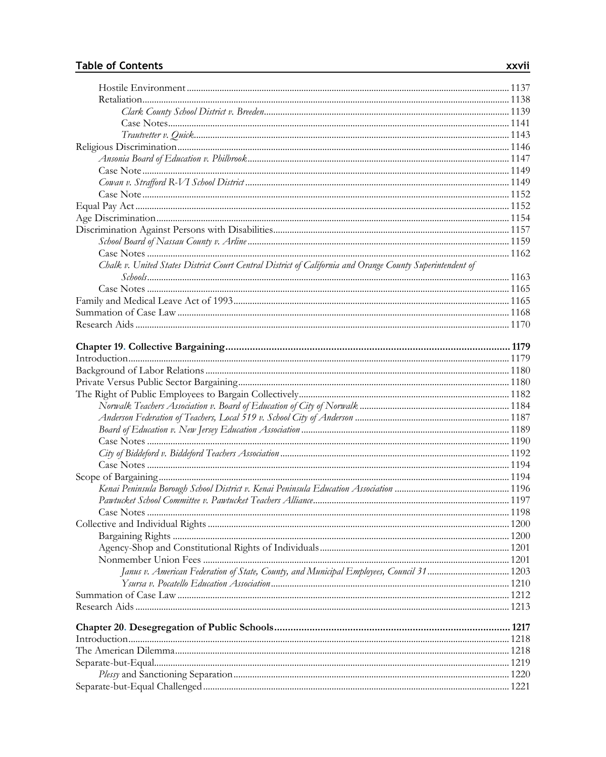Hostile Environment ........ 1137
Retaliation ........ 1138
*Clark County School District v. Breeden* ........ 1139
Case Notes ........ 1141
*Trautvetter v. Quick* ........ 1143
Religious Discrimination ........ 1146
*Ansonia Board of Education v. Philbrook* ........ 1147
Case Note ........ 1149
*Cowan v. Strafford R-VI School District* ........ 1149
Case Note ........ 1152
Equal Pay Act ........ 1152
Age Discrimination ........ 1154
Discrimination Against Persons with Disabilities ........ 1157
*School Board of Nassau County v. Arline* ........ 1159
Case Notes ........ 1162
*Chalk v. United States District Court Central District of California and Orange County Superintendent of Schools* ........ 1163
Case Notes ........ 1165
Family and Medical Leave Act of 1993 ........ 1165
Summation of Case Law ........ 1168
Research Aids ........ 1170

**Chapter 19. Collective Bargaining ........ 1179**
Introduction ........ 1179
Background of Labor Relations ........ 1180
Private Versus Public Sector Bargaining ........ 1180
The Right of Public Employees to Bargain Collectively ........ 1182
*Norwalk Teachers Association v. Board of Education of City of Norwalk* ........ 1184
*Anderson Federation of Teachers, Local 519 v. School City of Anderson* ........ 1187
*Board of Education v. New Jersey Education Association* ........ 1189
Case Notes ........ 1190
*City of Biddeford v. Biddeford Teachers Association* ........ 1192
Case Notes ........ 1194
Scope of Bargaining ........ 1194
*Kenai Peninsula Borough School District v. Kenai Peninsula Education Association* ........ 1196
*Pawtucket School Committee v. Pawtucket Teachers Alliance* ........ 1197
Case Notes ........ 1198
Collective and Individual Rights ........ 1200
Bargaining Rights ........ 1200
Agency-Shop and Constitutional Rights of Individuals ........ 1201
Nonmember Union Fees ........ 1201
*Janus v. American Federation of State, County, and Municipal Employees, Council 31* ........ 1203
*Ysursa v. Pocatello Education Association* ........ 1210
Summation of Case Law ........ 1212
Research Aids ........ 1213

**Chapter 20. Desegregation of Public Schools ........ 1217**
Introduction ........ 1218
The American Dilemma ........ 1218
Separate-but-Equal ........ 1219
*Plessy* and Sanctioning Separation ........ 1220
Separate-but-Equal Challenged ........ 1221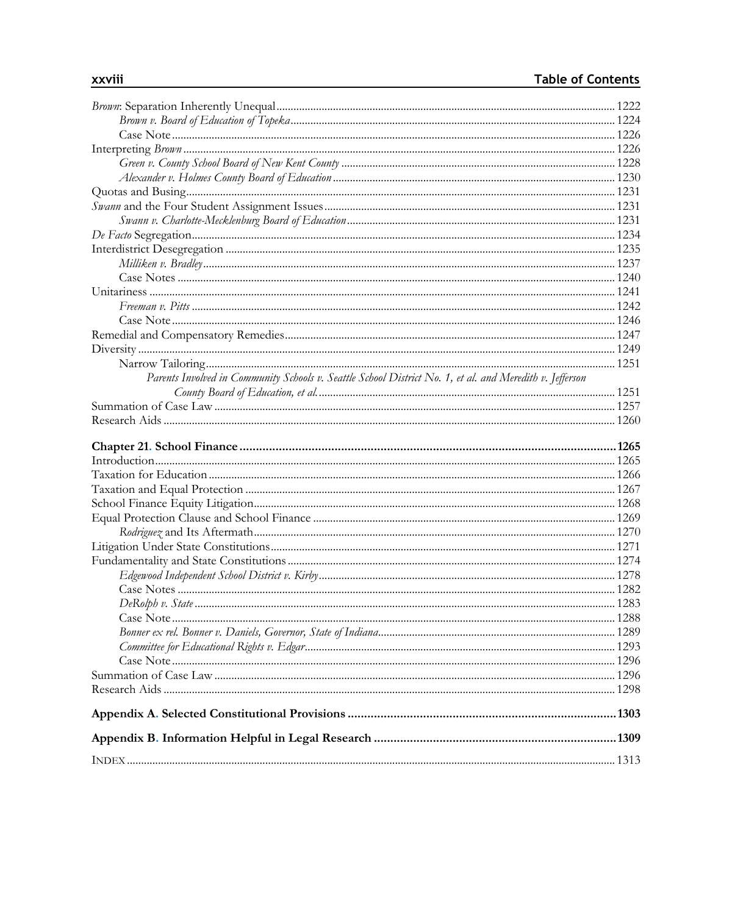*Brown*: Separation Inherently Unequal ........ 1222
  *Brown v. Board of Education of Topeka* ........ 1224
  Case Note ........ 1226
Interpreting *Brown* ........ 1226
  *Green v. County School Board of New Kent County* ........ 1228
  *Alexander v. Holmes County Board of Education* ........ 1230
Quotas and Busing ........ 1231
*Swann* and the Four Student Assignment Issues ........ 1231
  *Swann v. Charlotte-Mecklenburg Board of Education* ........ 1231
*De Facto* Segregation ........ 1234
Interdistrict Desegregation ........ 1235
  *Milliken v. Bradley* ........ 1237
  Case Notes ........ 1240
Unitariness ........ 1241
  *Freeman v. Pitts* ........ 1242
  Case Note ........ 1246
Remedial and Compensatory Remedies ........ 1247
Diversity ........ 1249
  Narrow Tailoring ........ 1251
    *Parents Involved in Community Schools v. Seattle School District No. 1, et al. and Meredith v. Jefferson County Board of Education, et al.* ........ 1251
Summation of Case Law ........ 1257
Research Aids ........ 1260

**Chapter 21. School Finance ........ 1265**
Introduction ........ 1265
Taxation for Education ........ 1266
Taxation and Equal Protection ........ 1267
School Finance Equity Litigation ........ 1268
Equal Protection Clause and School Finance ........ 1269
  *Rodriguez* and Its Aftermath ........ 1270
Litigation Under State Constitutions ........ 1271
Fundamentality and State Constitutions ........ 1274
  *Edgewood Independent School District v. Kirby* ........ 1278
  Case Notes ........ 1282
  *DeRolph v. State* ........ 1283
  Case Note ........ 1288
  *Bonner ex rel. Bonner v. Daniels, Governor, State of Indiana* ........ 1289
  *Committee for Educational Rights v. Edgar* ........ 1293
  Case Note ........ 1296
Summation of Case Law ........ 1296
Research Aids ........ 1298

**Appendix A. Selected Constitutional Provisions ........ 1303**

**Appendix B. Information Helpful in Legal Research ........ 1309**

INDEX ........ 1313